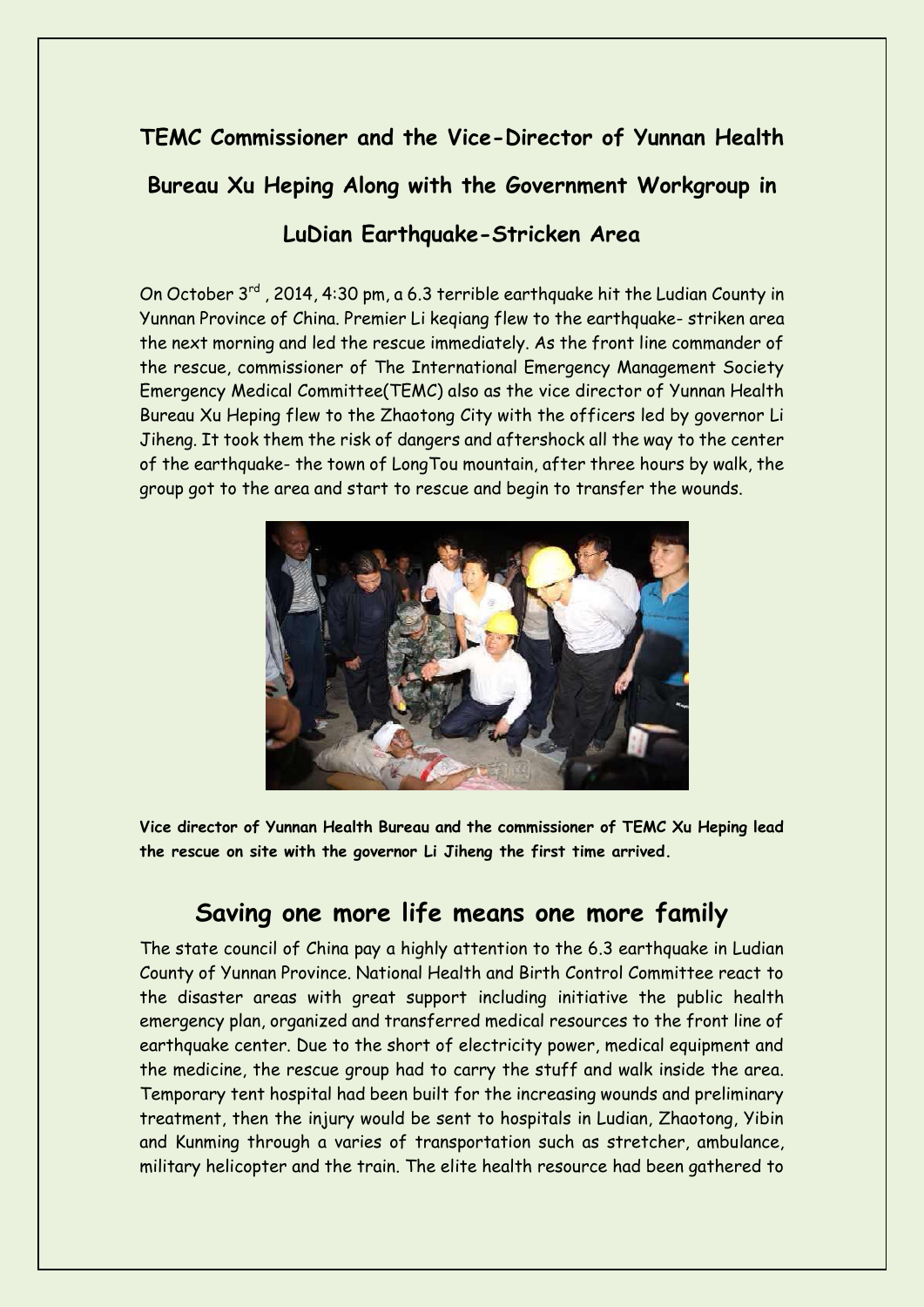# TEMC Commissioner and the Vice-Director of Yunnan Health Bureau Xu Heping Along with the Government Workgroup in LuDian Earthquake-Stricken Area

On October 3rd , 2014, 4:30 pm, a 6.3 terrible earthquake hit the Ludian County in Yunnan Province of China. Premier Li keqiang flew to the earthquake- striken area the next morning and led the rescue immediately. As the front line commander of the rescue, commissioner of The International Emergency Management Society Emergency Medical Committee(TEMC) also as the vice director of Yunnan Health Bureau Xu Heping flew to the Zhaotong City with the officers led by governor Li Jiheng. It took them the risk of dangers and aftershock all the way to the center of the earthquake- the town of LongTou mountain, after three hours by walk, the group got to the area and start to rescue and begin to transfer the wounds.

**Vice director of Yunnan Health Bureau and the commissioner of TEMC Xu Heping lead the rescue on site with the governor Li Jiheng the first time arrived.**

## Saving one more life means one more family

The state council of China pay a highly attention to the 6.3 earthquake in Ludian County of Yunnan Province. National Health and Birth Control Committee react to the disaster areas with great support including initiative the public health emergency plan, organized and transferred medical resources to the front line of earthquake center. Due to the short of electricity power, medical equipment and the medicine, the rescue group had to carry the stuff and walk inside the area. Temporary tent hospital had been built for the increasing wounds and preliminary treatment, then the injury would be sent to hospitals in Ludian, Zhaotong, Yibin and Kunming through a varies of transportation such as stretcher, ambulance, military helicopter and the train. The elite health resource had been gathered to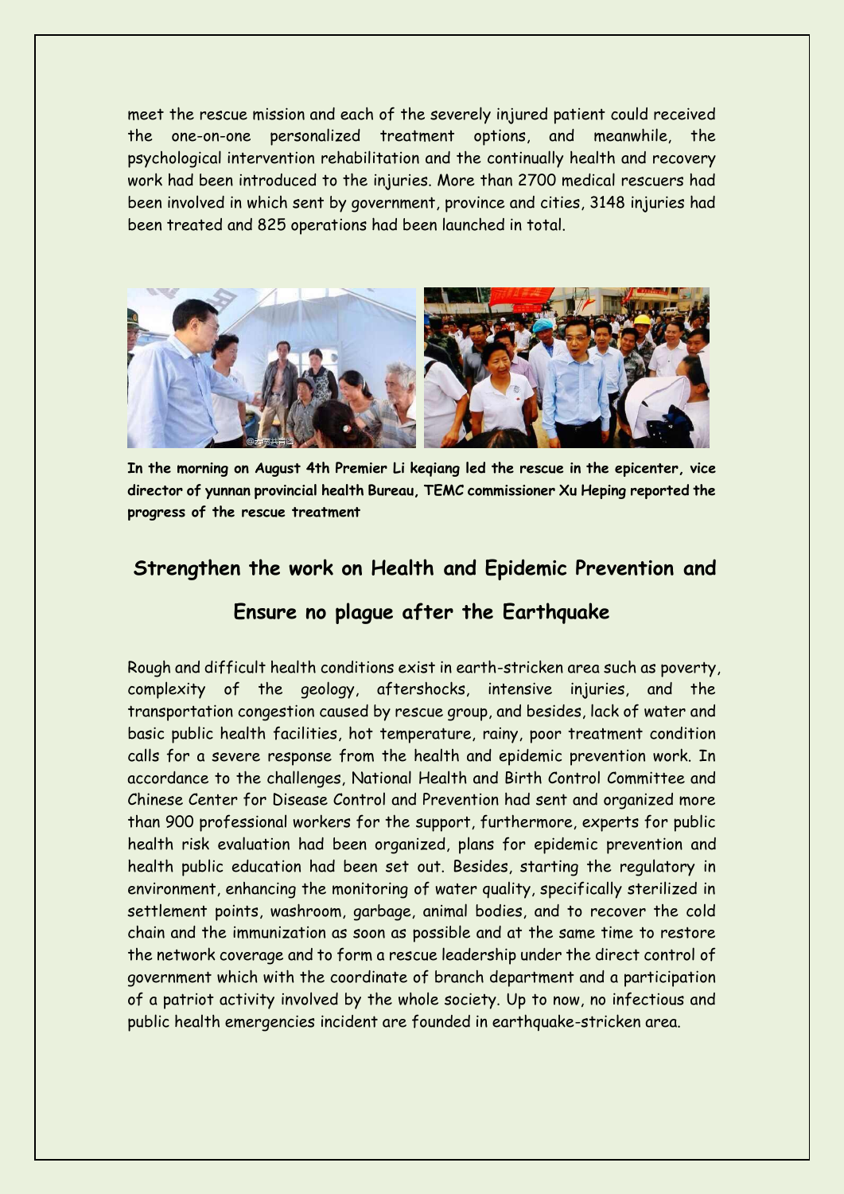meet the rescue mission and each of the severely injured patient could received the one-on-one personalized treatment options, and meanwhile, the psychological intervention rehabilitation and the continually health and recovery work had been introduced to the injuries. More than 2700 medical rescuers had been involved in which sent by government, province and cities, 3148 injuries had been treated and 825 operations had been launched in total.

**In the morning on August 4th Premier Li keqiang led the rescue in the epicenter, vice director of yunnan provincial health Bureau, TEMC commissioner Xu Heping reported the progress of the rescue treatment**

## Strengthen the work on Health and Epidemic Prevention and Ensure no plague after the Earthquake

Rough and difficult health conditions exist in earth-stricken area such as poverty, complexity of the geology, aftershocks, intensive injuries, and the transportation congestion caused by rescue group, and besides, lack of water and basic public health facilities, hot temperature, rainy, poor treatment condition calls for a severe response from the health and epidemic prevention work. In accordance to the challenges, National Health and Birth Control Committee and Chinese Center for Disease Control and Prevention had sent and organized more than 900 professional workers for the support, furthermore, experts for public health risk evaluation had been organized, plans for epidemic prevention and health public education had been set out. Besides, starting the regulatory in environment, enhancing the monitoring of water quality, specifically sterilized in settlement points, washroom, garbage, animal bodies, and to recover the cold chain and the immunization as soon as possible and at the same time to restore the network coverage and to form a rescue leadership under the direct control of government which with the coordinate of branch department and a participation of a patriot activity involved by the whole society. Up to now, no infectious and public health emergencies incident are founded in earthquake-stricken area.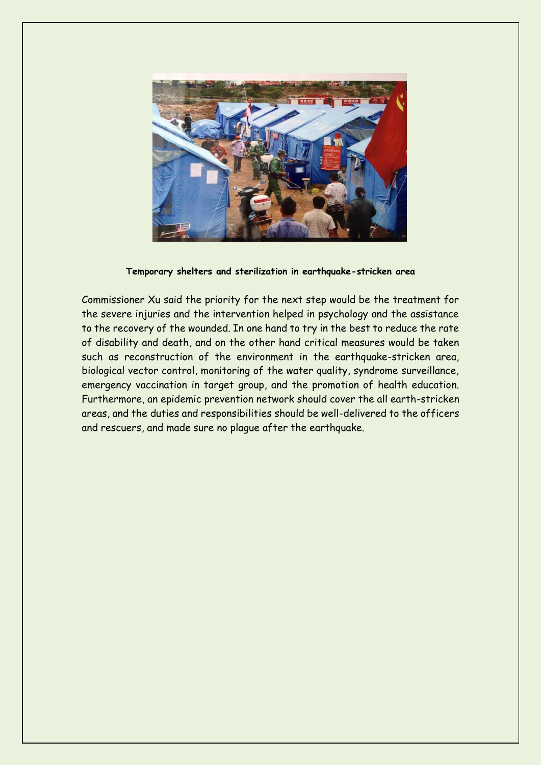**Temporary shelters and sterilization in earthquake-stricken area**

Commissioner Xu said the priority for the next step would be the treatment for the severe injuries and the intervention helped in psychology and the assistance to the recovery of the wounded. In one hand to try in the best to reduce the rate of disability and death, and on the other hand critical measures would be taken such as reconstruction of the environment in the earthquake-stricken area, biological vector control, monitoring of the water quality, syndrome surveillance, emergency vaccination in target group, and the promotion of health education. Furthermore, an epidemic prevention network should cover the all earth-stricken areas, and the duties and responsibilities should be well-delivered to the officers and rescuers, and made sure no plague after the earthquake.